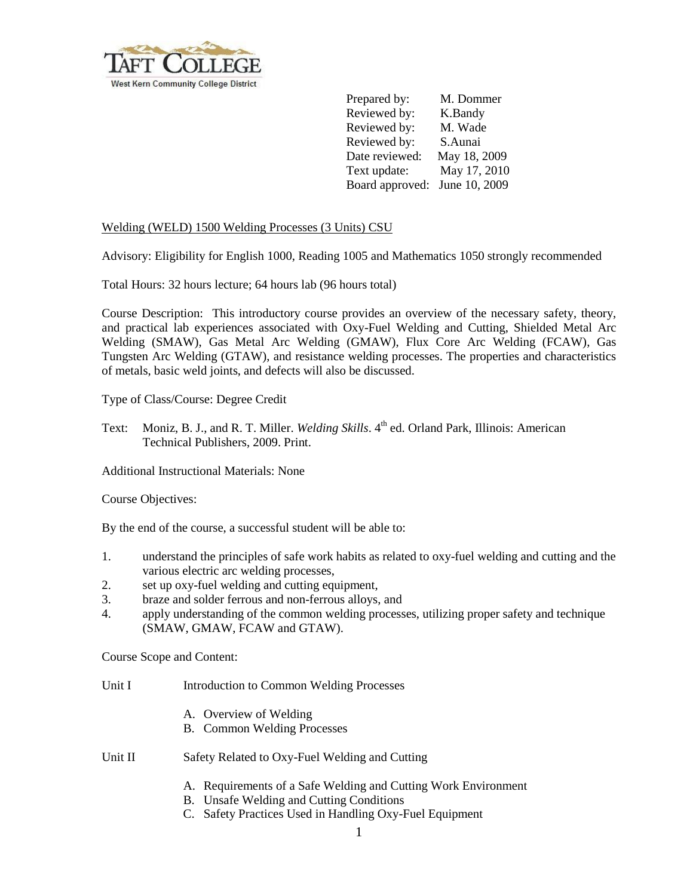TAFT COLLEGE
West Kern Community College District

Prepared by: M. Dommer
Reviewed by: K.Bandy
Reviewed by: M. Wade
Reviewed by: S.Aunai
Date reviewed: May 18, 2009
Text update: May 17, 2010
Board approved: June 10, 2009

Welding (WELD) 1500 Welding Processes (3 Units) CSU

Advisory: Eligibility for English 1000, Reading 1005 and Mathematics 1050 strongly recommended

Total Hours: 32 hours lecture; 64 hours lab (96 hours total)

Course Description: This introductory course provides an overview of the necessary safety, theory, and practical lab experiences associated with Oxy-Fuel Welding and Cutting, Shielded Metal Arc Welding (SMAW), Gas Metal Arc Welding (GMAW), Flux Core Arc Welding (FCAW), Gas Tungsten Arc Welding (GTAW), and resistance welding processes. The properties and characteristics of metals, basic weld joints, and defects will also be discussed.

Type of Class/Course: Degree Credit

Text: Moniz, B. J., and R. T. Miller. *Welding Skills*. 4th ed. Orland Park, Illinois: American Technical Publishers, 2009. Print.

Additional Instructional Materials: None

Course Objectives:

By the end of the course, a successful student will be able to:

1. understand the principles of safe work habits as related to oxy-fuel welding and cutting and the various electric arc welding processes,
2. set up oxy-fuel welding and cutting equipment,
3. braze and solder ferrous and non-ferrous alloys, and
4. apply understanding of the common welding processes, utilizing proper safety and technique (SMAW, GMAW, FCAW and GTAW).

Course Scope and Content:

Unit I — Introduction to Common Welding Processes

- A. Overview of Welding
- B. Common Welding Processes

Unit II — Safety Related to Oxy-Fuel Welding and Cutting

- A. Requirements of a Safe Welding and Cutting Work Environment
- B. Unsafe Welding and Cutting Conditions
- C. Safety Practices Used in Handling Oxy-Fuel Equipment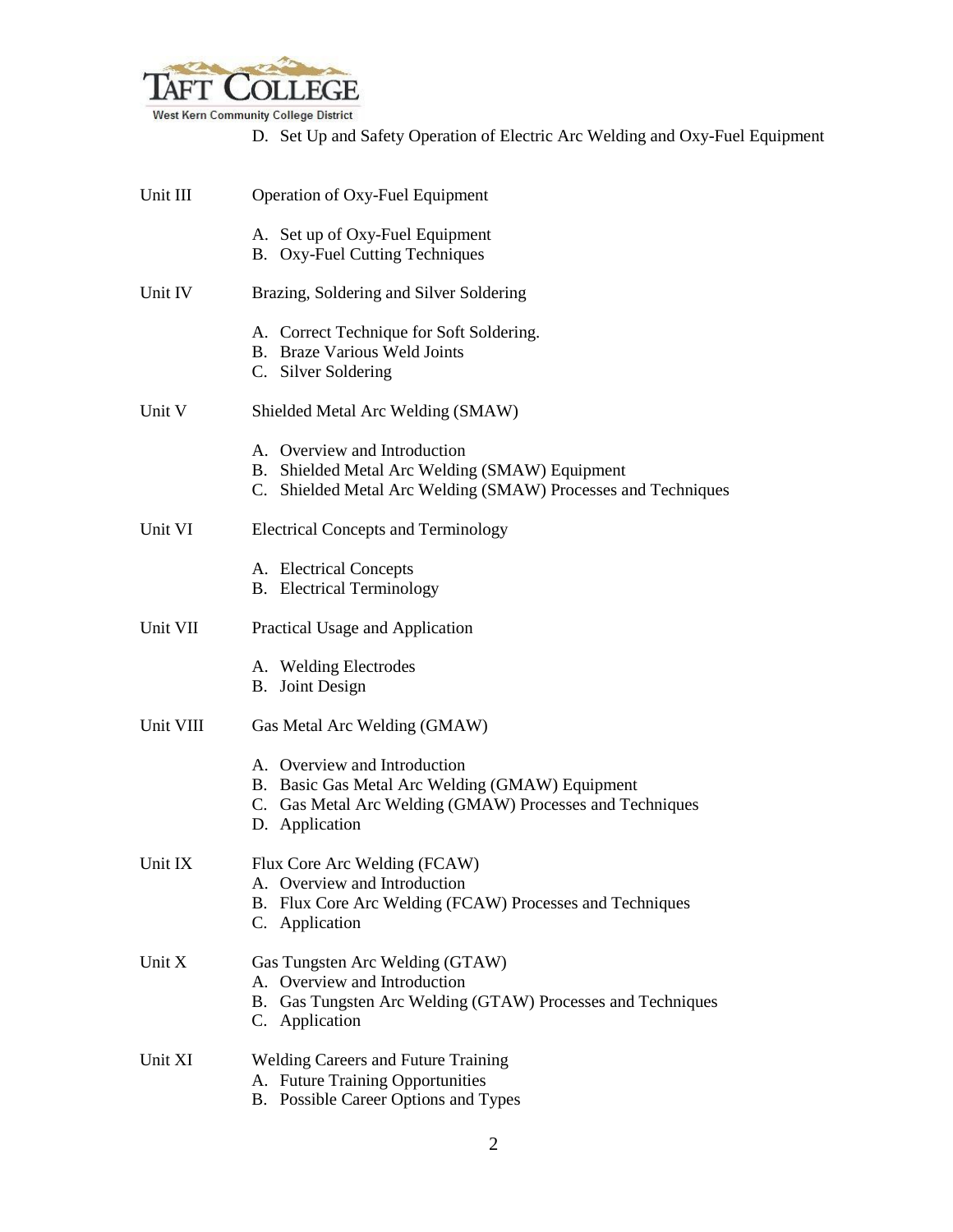D. Set Up and Safety Operation of Electric Arc Welding and Oxy-Fuel Equipment

Unit III Operation of Oxy-Fuel Equipment

A. Set up of Oxy-Fuel Equipment
B. Oxy-Fuel Cutting Techniques

Unit IV Brazing, Soldering and Silver Soldering

A. Correct Technique for Soft Soldering.
B. Braze Various Weld Joints
C. Silver Soldering

Unit V Shielded Metal Arc Welding (SMAW)

A. Overview and Introduction
B. Shielded Metal Arc Welding (SMAW) Equipment
C. Shielded Metal Arc Welding (SMAW) Processes and Techniques

Unit VI Electrical Concepts and Terminology

A. Electrical Concepts
B. Electrical Terminology

Unit VII Practical Usage and Application

A. Welding Electrodes
B. Joint Design

Unit VIII Gas Metal Arc Welding (GMAW)

A. Overview and Introduction
B. Basic Gas Metal Arc Welding (GMAW) Equipment
C. Gas Metal Arc Welding (GMAW) Processes and Techniques
D. Application

Unit IX Flux Core Arc Welding (FCAW)

A. Overview and Introduction
B. Flux Core Arc Welding (FCAW) Processes and Techniques
C. Application

Unit X Gas Tungsten Arc Welding (GTAW)

A. Overview and Introduction
B. Gas Tungsten Arc Welding (GTAW) Processes and Techniques
C. Application

Unit XI Welding Careers and Future Training

A. Future Training Opportunities
B. Possible Career Options and Types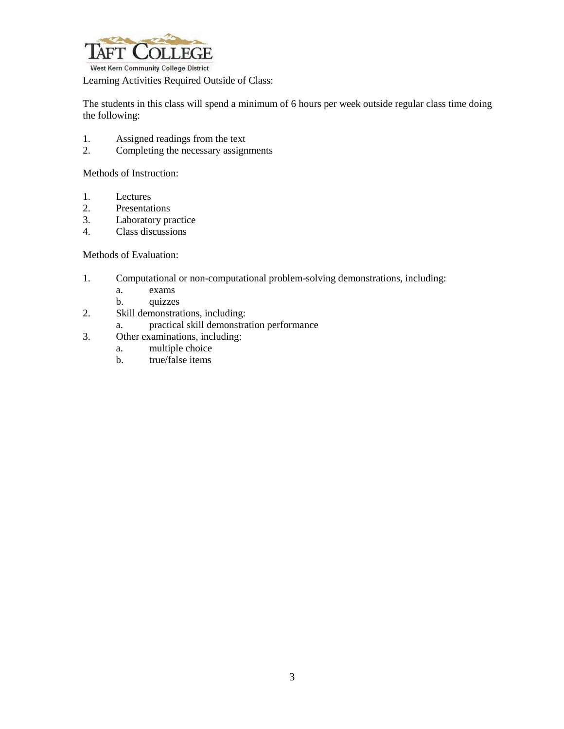Learning Activities Required Outside of Class:

The students in this class will spend a minimum of 6 hours per week outside regular class time doing the following:

1. Assigned readings from the text
2. Completing the necessary assignments

Methods of Instruction:

1. Lectures
2. Presentations
3. Laboratory practice
4. Class discussions

Methods of Evaluation:

1. Computational or non-computational problem-solving demonstrations, including:
    a. exams
    b. quizzes
2. Skill demonstrations, including:
    a. practical skill demonstration performance
3. Other examinations, including:
    a. multiple choice
    b. true/false items